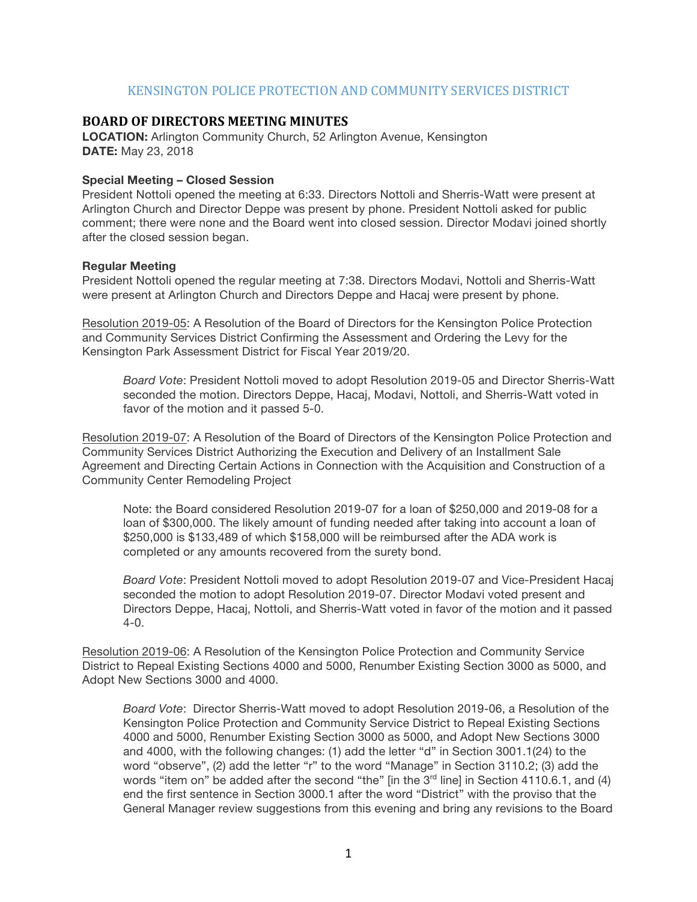# KENSINGTON POLICE PROTECTION AND COMMUNITY SERVICES DISTRICT

## BOARD OF DIRECTORS MEETING MINUTES

**LOCATION:** Arlington Community Church, 52 Arlington Avenue, Kensington
**DATE:** May 23, 2018

**Special Meeting – Closed Session**
President Nottoli opened the meeting at 6:33. Directors Nottoli and Sherris-Watt were present at Arlington Church and Director Deppe was present by phone. President Nottoli asked for public comment; there were none and the Board went into closed session. Director Modavi joined shortly after the closed session began.

**Regular Meeting**
President Nottoli opened the regular meeting at 7:38. Directors Modavi, Nottoli and Sherris-Watt were present at Arlington Church and Directors Deppe and Hacaj were present by phone.

<u>Resolution 2019-05</u>: A Resolution of the Board of Directors for the Kensington Police Protection and Community Services District Confirming the Assessment and Ordering the Levy for the Kensington Park Assessment District for Fiscal Year 2019/20.

> *Board Vote*: President Nottoli moved to adopt Resolution 2019-05 and Director Sherris-Watt seconded the motion. Directors Deppe, Hacaj, Modavi, Nottoli, and Sherris-Watt voted in favor of the motion and it passed 5-0.

<u>Resolution 2019-07</u>: A Resolution of the Board of Directors of the Kensington Police Protection and Community Services District Authorizing the Execution and Delivery of an Installment Sale Agreement and Directing Certain Actions in Connection with the Acquisition and Construction of a Community Center Remodeling Project

> Note: the Board considered Resolution 2019-07 for a loan of $250,000 and 2019-08 for a loan of $300,000. The likely amount of funding needed after taking into account a loan of $250,000 is $133,489 of which $158,000 will be reimbursed after the ADA work is completed or any amounts recovered from the surety bond.
>
> *Board Vote*: President Nottoli moved to adopt Resolution 2019-07 and Vice-President Hacaj seconded the motion to adopt Resolution 2019-07. Director Modavi voted present and Directors Deppe, Hacaj, Nottoli, and Sherris-Watt voted in favor of the motion and it passed 4-0.

<u>Resolution 2019-06</u>: A Resolution of the Kensington Police Protection and Community Service District to Repeal Existing Sections 4000 and 5000, Renumber Existing Section 3000 as 5000, and Adopt New Sections 3000 and 4000.

> *Board Vote*: Director Sherris-Watt moved to adopt Resolution 2019-06, a Resolution of the Kensington Police Protection and Community Service District to Repeal Existing Sections 4000 and 5000, Renumber Existing Section 3000 as 5000, and Adopt New Sections 3000 and 4000, with the following changes: (1) add the letter "d" in Section 3001.1(24) to the word "observe", (2) add the letter "r" to the word "Manage" in Section 3110.2; (3) add the words "item on" be added after the second "the" [in the 3rd line] in Section 4110.6.1, and (4) end the first sentence in Section 3000.1 after the word "District" with the proviso that the General Manager review suggestions from this evening and bring any revisions to the Board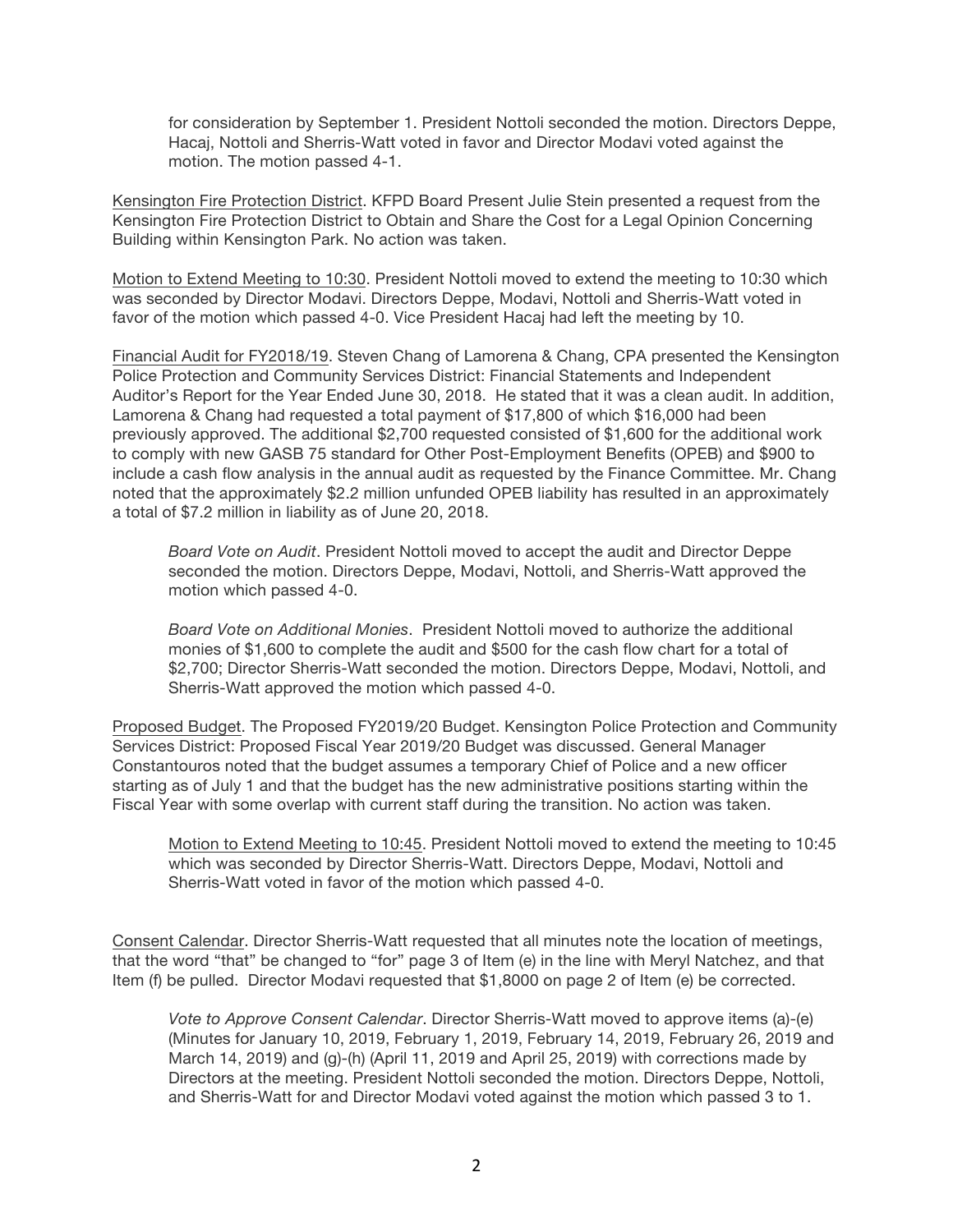for consideration by September 1. President Nottoli seconded the motion. Directors Deppe, Hacaj, Nottoli and Sherris-Watt voted in favor and Director Modavi voted against the motion. The motion passed 4-1.

Kensington Fire Protection District. KFPD Board Present Julie Stein presented a request from the Kensington Fire Protection District to Obtain and Share the Cost for a Legal Opinion Concerning Building within Kensington Park. No action was taken.

Motion to Extend Meeting to 10:30. President Nottoli moved to extend the meeting to 10:30 which was seconded by Director Modavi. Directors Deppe, Modavi, Nottoli and Sherris-Watt voted in favor of the motion which passed 4-0. Vice President Hacaj had left the meeting by 10.

Financial Audit for FY2018/19. Steven Chang of Lamorena & Chang, CPA presented the Kensington Police Protection and Community Services District: Financial Statements and Independent Auditor's Report for the Year Ended June 30, 2018. He stated that it was a clean audit. In addition, Lamorena & Chang had requested a total payment of $17,800 of which $16,000 had been previously approved. The additional $2,700 requested consisted of $1,600 for the additional work to comply with new GASB 75 standard for Other Post-Employment Benefits (OPEB) and $900 to include a cash flow analysis in the annual audit as requested by the Finance Committee. Mr. Chang noted that the approximately $2.2 million unfunded OPEB liability has resulted in an approximately a total of $7.2 million in liability as of June 20, 2018.

> *Board Vote on Audit*. President Nottoli moved to accept the audit and Director Deppe seconded the motion. Directors Deppe, Modavi, Nottoli, and Sherris-Watt approved the motion which passed 4-0.
>
> *Board Vote on Additional Monies*. President Nottoli moved to authorize the additional monies of $1,600 to complete the audit and $500 for the cash flow chart for a total of $2,700; Director Sherris-Watt seconded the motion. Directors Deppe, Modavi, Nottoli, and Sherris-Watt approved the motion which passed 4-0.

Proposed Budget. The Proposed FY2019/20 Budget. Kensington Police Protection and Community Services District: Proposed Fiscal Year 2019/20 Budget was discussed. General Manager Constantouros noted that the budget assumes a temporary Chief of Police and a new officer starting as of July 1 and that the budget has the new administrative positions starting within the Fiscal Year with some overlap with current staff during the transition. No action was taken.

> Motion to Extend Meeting to 10:45. President Nottoli moved to extend the meeting to 10:45 which was seconded by Director Sherris-Watt. Directors Deppe, Modavi, Nottoli and Sherris-Watt voted in favor of the motion which passed 4-0.

Consent Calendar. Director Sherris-Watt requested that all minutes note the location of meetings, that the word "that" be changed to "for" page 3 of Item (e) in the line with Meryl Natchez, and that Item (f) be pulled. Director Modavi requested that $1,8000 on page 2 of Item (e) be corrected.

> *Vote to Approve Consent Calendar*. Director Sherris-Watt moved to approve items (a)-(e) (Minutes for January 10, 2019, February 1, 2019, February 14, 2019, February 26, 2019 and March 14, 2019) and (g)-(h) (April 11, 2019 and April 25, 2019) with corrections made by Directors at the meeting. President Nottoli seconded the motion. Directors Deppe, Nottoli, and Sherris-Watt for and Director Modavi voted against the motion which passed 3 to 1.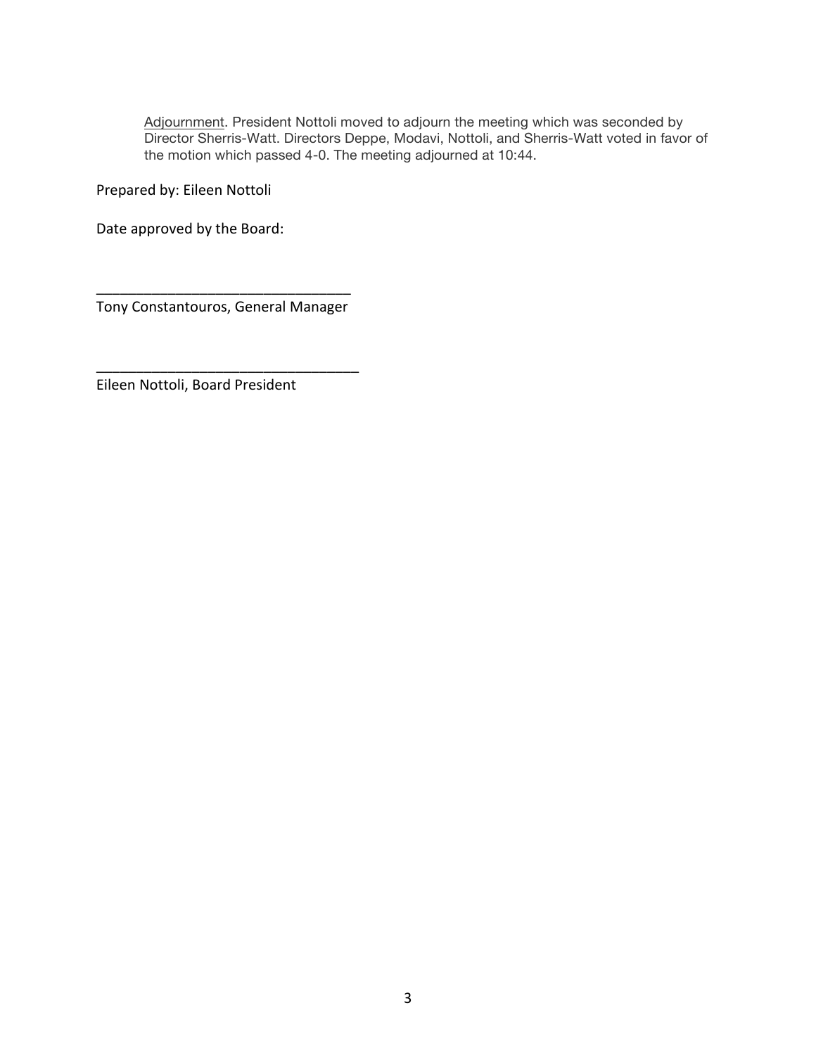<u>Adjournment</u>. President Nottoli moved to adjourn the meeting which was seconded by Director Sherris-Watt. Directors Deppe, Modavi, Nottoli, and Sherris-Watt voted in favor of the motion which passed 4-0. The meeting adjourned at 10:44.

Prepared by: Eileen Nottoli

Date approved by the Board:

_________________________________
Tony Constantouros, General Manager

__________________________________
Eileen Nottoli, Board President